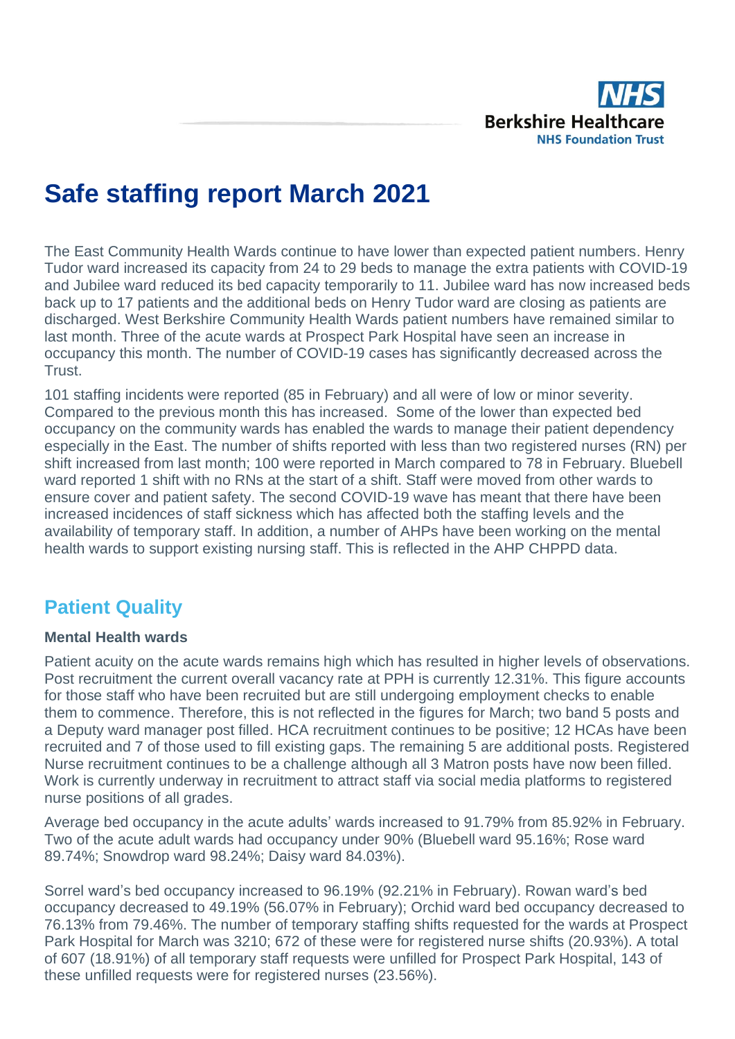# Safe staffing report March 2021

The East Community Health Wards continue to have lower than expected patient numbers. Henry Tudor ward increased its capacity from 24 to 29 beds to manage the extra patients with COVID-19 and Jubilee ward reduced its bed capacity temporarily to 11. Jubilee ward has now increased beds back up to 17 patients and the additional beds on Henry Tudor ward are closing as patients are discharged. West Berkshire Community Health Wards patient numbers have remained similar to last month. Three of the acute wards at Prospect Park Hospital have seen an increase in occupancy this month. The number of COVID-19 cases has significantly decreased across the Trust.

101 staffing incidents were reported (85 in February) and all were of low or minor severity. Compared to the previous month this has increased. Some of the lower than expected bed occupancy on the community wards has enabled the wards to manage their patient dependency especially in the East. The number of shifts reported with less than two registered nurses (RN) per shift increased from last month; 100 were reported in March compared to 78 in February. Bluebell ward reported 1 shift with no RNs at the start of a shift. Staff were moved from other wards to ensure cover and patient safety. The second COVID-19 wave has meant that there have been increased incidences of staff sickness which has affected both the staffing levels and the availability of temporary staff. In addition, a number of AHPs have been working on the mental health wards to support existing nursing staff. This is reflected in the AHP CHPPD data.

## Patient Quality

### Mental Health wards

Patient acuity on the acute wards remains high which has resulted in higher levels of observations. Post recruitment the current overall vacancy rate at PPH is currently 12.31%. This figure accounts for those staff who have been recruited but are still undergoing employment checks to enable them to commence. Therefore, this is not reflected in the figures for March; two band 5 posts and a Deputy ward manager post filled. HCA recruitment continues to be positive; 12 HCAs have been recruited and 7 of those used to fill existing gaps. The remaining 5 are additional posts. Registered Nurse recruitment continues to be a challenge although all 3 Matron posts have now been filled. Work is currently underway in recruitment to attract staff via social media platforms to registered nurse positions of all grades.

Average bed occupancy in the acute adults' wards increased to 91.79% from 85.92% in February. Two of the acute adult wards had occupancy under 90% (Bluebell ward 95.16%; Rose ward 89.74%; Snowdrop ward 98.24%; Daisy ward 84.03%).

Sorrel ward's bed occupancy increased to 96.19% (92.21% in February). Rowan ward's bed occupancy decreased to 49.19% (56.07% in February); Orchid ward bed occupancy decreased to 76.13% from 79.46%. The number of temporary staffing shifts requested for the wards at Prospect Park Hospital for March was 3210; 672 of these were for registered nurse shifts (20.93%). A total of 607 (18.91%) of all temporary staff requests were unfilled for Prospect Park Hospital, 143 of these unfilled requests were for registered nurses (23.56%).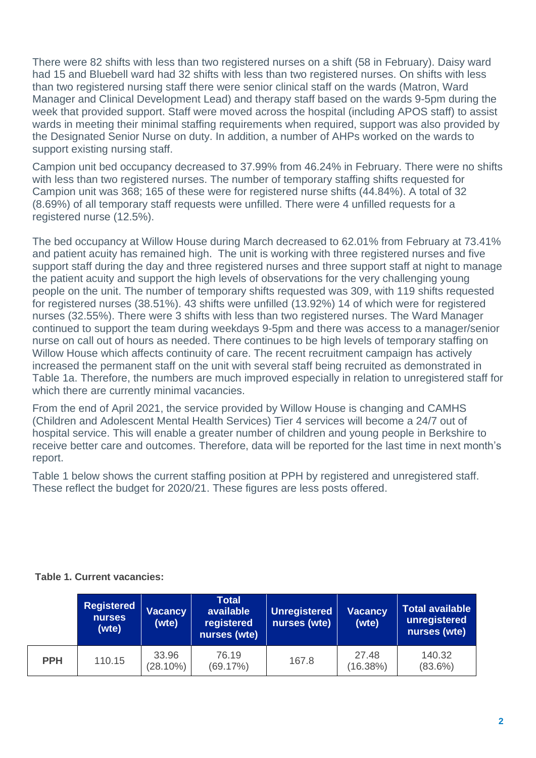There were 82 shifts with less than two registered nurses on a shift (58 in February). Daisy ward had 15 and Bluebell ward had 32 shifts with less than two registered nurses. On shifts with less than two registered nursing staff there were senior clinical staff on the wards (Matron, Ward Manager and Clinical Development Lead) and therapy staff based on the wards 9-5pm during the week that provided support. Staff were moved across the hospital (including APOS staff) to assist wards in meeting their minimal staffing requirements when required, support was also provided by the Designated Senior Nurse on duty. In addition, a number of AHPs worked on the wards to support existing nursing staff.

Campion unit bed occupancy decreased to 37.99% from 46.24% in February. There were no shifts with less than two registered nurses. The number of temporary staffing shifts requested for Campion unit was 368; 165 of these were for registered nurse shifts (44.84%). A total of 32 (8.69%) of all temporary staff requests were unfilled. There were 4 unfilled requests for a registered nurse (12.5%).

The bed occupancy at Willow House during March decreased to 62.01% from February at 73.41% and patient acuity has remained high. The unit is working with three registered nurses and five support staff during the day and three registered nurses and three support staff at night to manage the patient acuity and support the high levels of observations for the very challenging young people on the unit. The number of temporary shifts requested was 309, with 119 shifts requested for registered nurses (38.51%). 43 shifts were unfilled (13.92%) 14 of which were for registered nurses (32.55%). There were 3 shifts with less than two registered nurses. The Ward Manager continued to support the team during weekdays 9-5pm and there was access to a manager/senior nurse on call out of hours as needed. There continues to be high levels of temporary staffing on Willow House which affects continuity of care. The recent recruitment campaign has actively increased the permanent staff on the unit with several staff being recruited as demonstrated in Table 1a. Therefore, the numbers are much improved especially in relation to unregistered staff for which there are currently minimal vacancies.

From the end of April 2021, the service provided by Willow House is changing and CAMHS (Children and Adolescent Mental Health Services) Tier 4 services will become a 24/7 out of hospital service. This will enable a greater number of children and young people in Berkshire to receive better care and outcomes. Therefore, data will be reported for the last time in next month's report.

Table 1 below shows the current staffing position at PPH by registered and unregistered staff. These reflect the budget for 2020/21. These figures are less posts offered.

**Table 1. Current vacancies:**

| | Registered nurses (wte) | Vacancy (wte) | Total available registered nurses (wte) | Unregistered nurses (wte) | Vacancy (wte) | Total available unregistered nurses (wte) |
|---|---|---|---|---|---|---|
| **PPH** | 110.15 | 33.96 (28.10%) | 76.19 (69.17%) | 167.8 | 27.48 (16.38%) | 140.32 (83.6%) |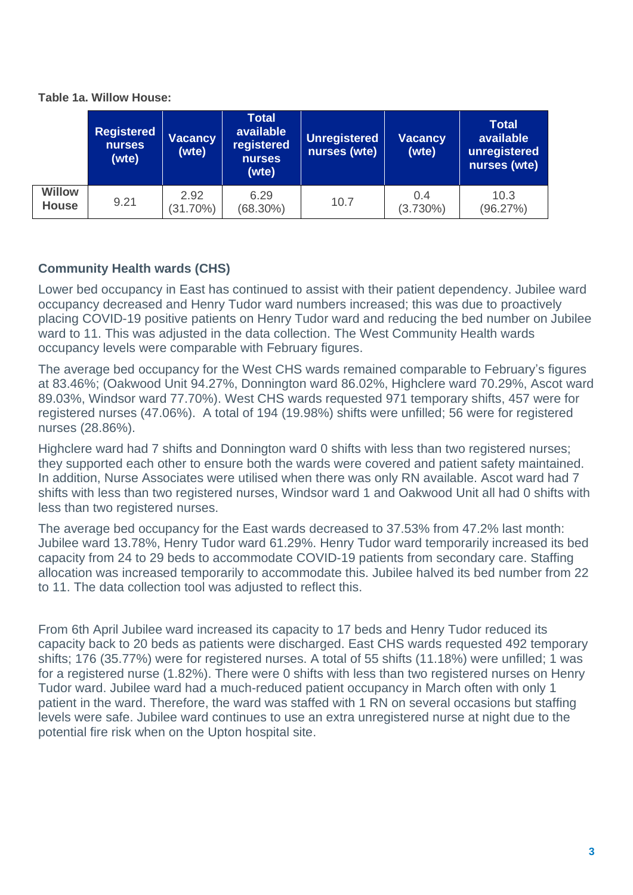**Table 1a. Willow House:**

| | Registered nurses (wte) | Vacancy (wte) | Total available registered nurses (wte) | Unregistered nurses (wte) | Vacancy (wte) | Total available unregistered nurses (wte) |
|---|---|---|---|---|---|---|
| **Willow House** | 9.21 | 2.92 (31.70%) | 6.29 (68.30%) | 10.7 | 0.4 (3.730%) | 10.3 (96.27%) |

### Community Health wards (CHS)

Lower bed occupancy in East has continued to assist with their patient dependency. Jubilee ward occupancy decreased and Henry Tudor ward numbers increased; this was due to proactively placing COVID-19 positive patients on Henry Tudor ward and reducing the bed number on Jubilee ward to 11. This was adjusted in the data collection. The West Community Health wards occupancy levels were comparable with February figures.

The average bed occupancy for the West CHS wards remained comparable to February's figures at 83.46%; (Oakwood Unit 94.27%, Donnington ward 86.02%, Highclere ward 70.29%, Ascot ward 89.03%, Windsor ward 77.70%). West CHS wards requested 971 temporary shifts, 457 were for registered nurses (47.06%). A total of 194 (19.98%) shifts were unfilled; 56 were for registered nurses (28.86%).

Highclere ward had 7 shifts and Donnington ward 0 shifts with less than two registered nurses; they supported each other to ensure both the wards were covered and patient safety maintained. In addition, Nurse Associates were utilised when there was only RN available. Ascot ward had 7 shifts with less than two registered nurses, Windsor ward 1 and Oakwood Unit all had 0 shifts with less than two registered nurses.

The average bed occupancy for the East wards decreased to 37.53% from 47.2% last month: Jubilee ward 13.78%, Henry Tudor ward 61.29%. Henry Tudor ward temporarily increased its bed capacity from 24 to 29 beds to accommodate COVID-19 patients from secondary care. Staffing allocation was increased temporarily to accommodate this. Jubilee halved its bed number from 22 to 11. The data collection tool was adjusted to reflect this.

From 6th April Jubilee ward increased its capacity to 17 beds and Henry Tudor reduced its capacity back to 20 beds as patients were discharged. East CHS wards requested 492 temporary shifts; 176 (35.77%) were for registered nurses. A total of 55 shifts (11.18%) were unfilled; 1 was for a registered nurse (1.82%). There were 0 shifts with less than two registered nurses on Henry Tudor ward. Jubilee ward had a much-reduced patient occupancy in March often with only 1 patient in the ward. Therefore, the ward was staffed with 1 RN on several occasions but staffing levels were safe. Jubilee ward continues to use an extra unregistered nurse at night due to the potential fire risk when on the Upton hospital site.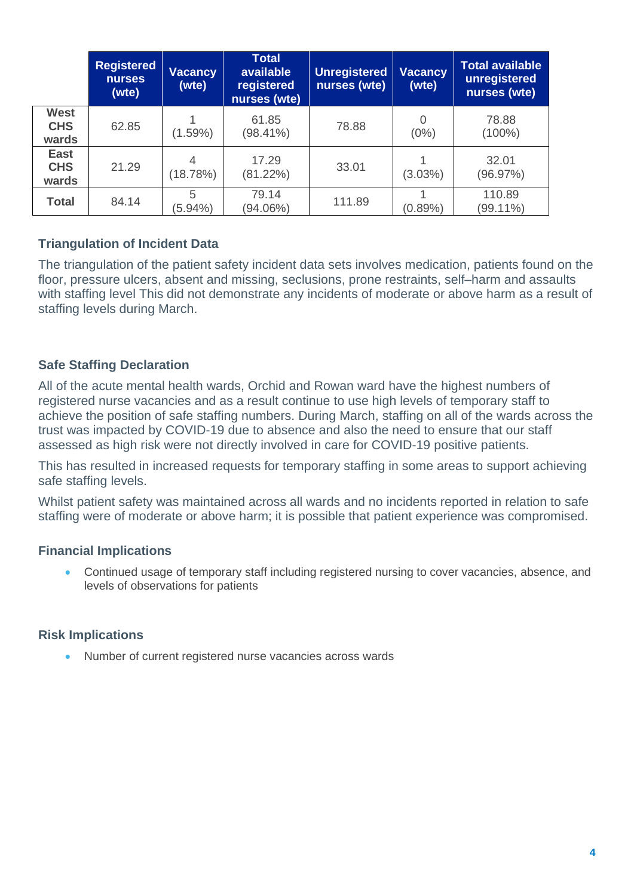| | Registered nurses (wte) | Vacancy (wte) | Total available registered nurses (wte) | Unregistered nurses (wte) | Vacancy (wte) | Total available unregistered nurses (wte) |
|---|---|---|---|---|---|---|
| **West CHS wards** | 62.85 | 1 (1.59%) | 61.85 (98.41%) | 78.88 | 0 (0%) | 78.88 (100%) |
| **East CHS wards** | 21.29 | 4 (18.78%) | 17.29 (81.22%) | 33.01 | 1 (3.03%) | 32.01 (96.97%) |
| **Total** | 84.14 | 5 (5.94%) | 79.14 (94.06%) | 111.89 | 1 (0.89%) | 110.89 (99.11%) |

### Triangulation of Incident Data

The triangulation of the patient safety incident data sets involves medication, patients found on the floor, pressure ulcers, absent and missing, seclusions, prone restraints, self–harm and assaults with staffing level This did not demonstrate any incidents of moderate or above harm as a result of staffing levels during March.

### Safe Staffing Declaration

All of the acute mental health wards, Orchid and Rowan ward have the highest numbers of registered nurse vacancies and as a result continue to use high levels of temporary staff to achieve the position of safe staffing numbers. During March, staffing on all of the wards across the trust was impacted by COVID-19 due to absence and also the need to ensure that our staff assessed as high risk were not directly involved in care for COVID-19 positive patients.

This has resulted in increased requests for temporary staffing in some areas to support achieving safe staffing levels.

Whilst patient safety was maintained across all wards and no incidents reported in relation to safe staffing were of moderate or above harm; it is possible that patient experience was compromised.

### Financial Implications

- Continued usage of temporary staff including registered nursing to cover vacancies, absence, and levels of observations for patients

### Risk Implications

- Number of current registered nurse vacancies across wards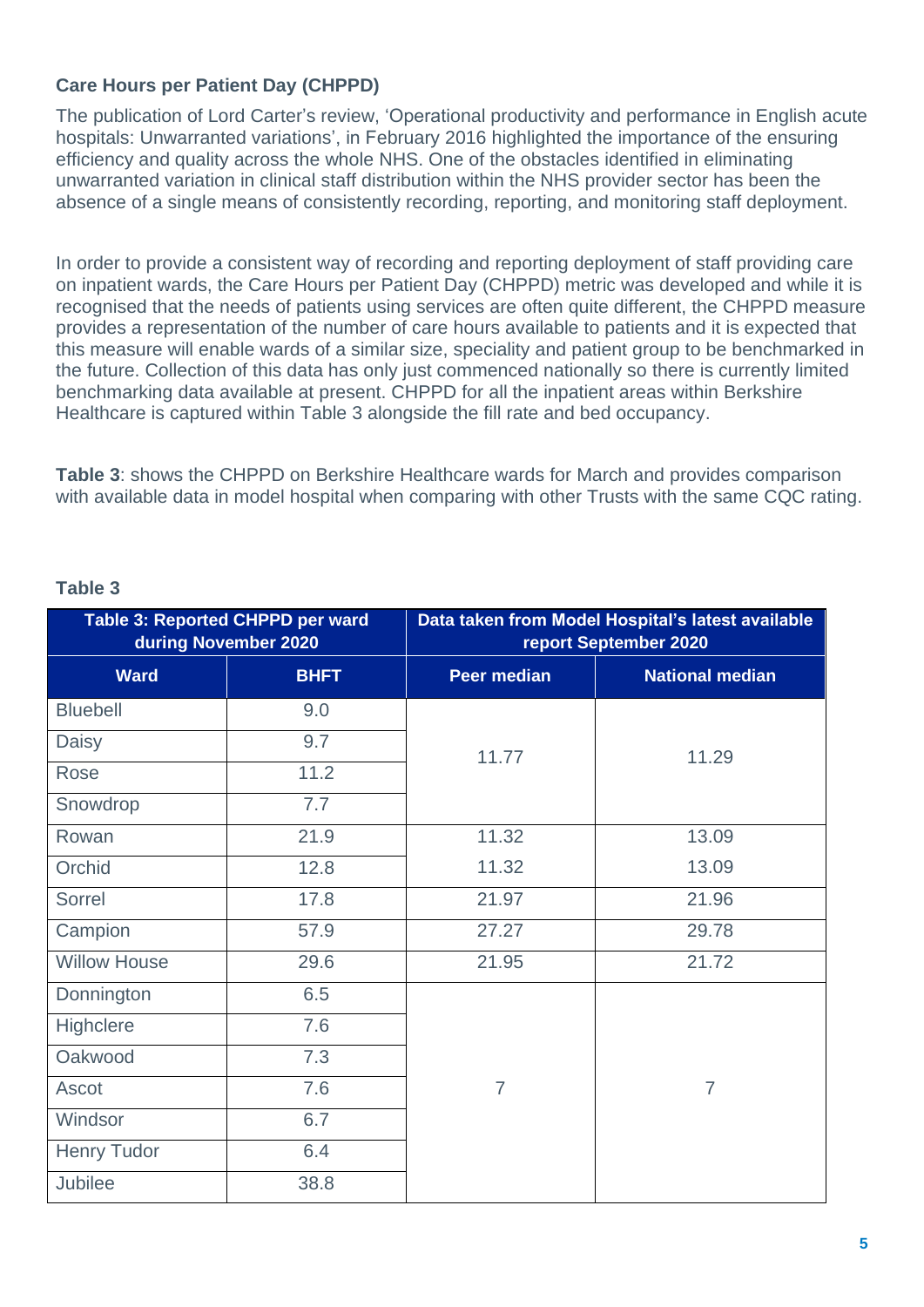**Care Hours per Patient Day (CHPPD)**

The publication of Lord Carter's review, 'Operational productivity and performance in English acute hospitals: Unwarranted variations', in February 2016 highlighted the importance of the ensuring efficiency and quality across the whole NHS. One of the obstacles identified in eliminating unwarranted variation in clinical staff distribution within the NHS provider sector has been the absence of a single means of consistently recording, reporting, and monitoring staff deployment.

In order to provide a consistent way of recording and reporting deployment of staff providing care on inpatient wards, the Care Hours per Patient Day (CHPPD) metric was developed and while it is recognised that the needs of patients using services are often quite different, the CHPPD measure provides a representation of the number of care hours available to patients and it is expected that this measure will enable wards of a similar size, speciality and patient group to be benchmarked in the future. Collection of this data has only just commenced nationally so there is currently limited benchmarking data available at present. CHPPD for all the inpatient areas within Berkshire Healthcare is captured within Table 3 alongside the fill rate and bed occupancy.

**Table 3**: shows the CHPPD on Berkshire Healthcare wards for March and provides comparison with available data in model hospital when comparing with other Trusts with the same CQC rating.

**Table 3**

| Table 3: Reported CHPPD per ward during November 2020 | | Data taken from Model Hospital's latest available report September 2020 | |
|---|---|---|---|
| **Ward** | **BHFT** | **Peer median** | **National median** |
| Bluebell | 9.0 | 11.77 | 11.29 |
| Daisy | 9.7 | | |
| Rose | 11.2 | | |
| Snowdrop | 7.7 | | |
| Rowan | 21.9 | 11.32 | 13.09 |
| Orchid | 12.8 | 11.32 | 13.09 |
| Sorrel | 17.8 | 21.97 | 21.96 |
| Campion | 57.9 | 27.27 | 29.78 |
| Willow House | 29.6 | 21.95 | 21.72 |
| Donnington | 6.5 | 7 | 7 |
| Highclere | 7.6 | | |
| Oakwood | 7.3 | | |
| Ascot | 7.6 | | |
| Windsor | 6.7 | | |
| Henry Tudor | 6.4 | | |
| Jubilee | 38.8 | | |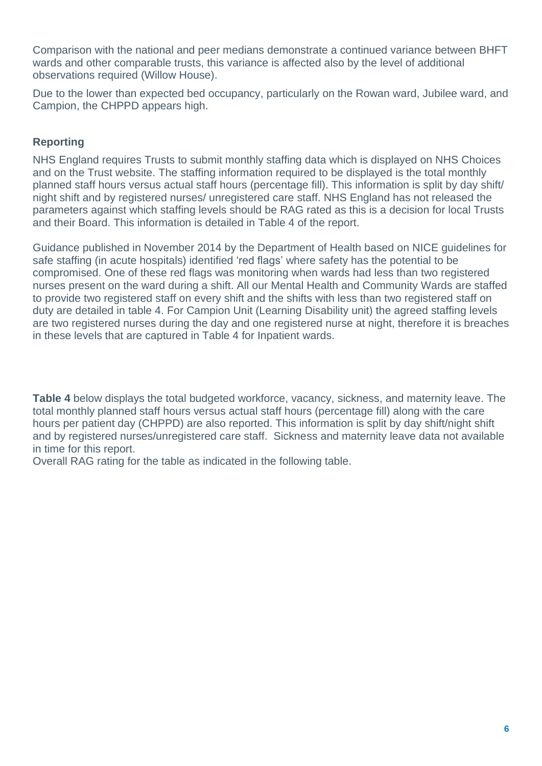Comparison with the national and peer medians demonstrate a continued variance between BHFT wards and other comparable trusts, this variance is affected also by the level of additional observations required (Willow House).

Due to the lower than expected bed occupancy, particularly on the Rowan ward, Jubilee ward, and Campion, the CHPPD appears high.

### Reporting

NHS England requires Trusts to submit monthly staffing data which is displayed on NHS Choices and on the Trust website. The staffing information required to be displayed is the total monthly planned staff hours versus actual staff hours (percentage fill). This information is split by day shift/ night shift and by registered nurses/ unregistered care staff. NHS England has not released the parameters against which staffing levels should be RAG rated as this is a decision for local Trusts and their Board. This information is detailed in Table 4 of the report.

Guidance published in November 2014 by the Department of Health based on NICE guidelines for safe staffing (in acute hospitals) identified 'red flags' where safety has the potential to be compromised. One of these red flags was monitoring when wards had less than two registered nurses present on the ward during a shift. All our Mental Health and Community Wards are staffed to provide two registered staff on every shift and the shifts with less than two registered staff on duty are detailed in table 4. For Campion Unit (Learning Disability unit) the agreed staffing levels are two registered nurses during the day and one registered nurse at night, therefore it is breaches in these levels that are captured in Table 4 for Inpatient wards.

**Table 4** below displays the total budgeted workforce, vacancy, sickness, and maternity leave. The total monthly planned staff hours versus actual staff hours (percentage fill) along with the care hours per patient day (CHPPD) are also reported. This information is split by day shift/night shift and by registered nurses/unregistered care staff. Sickness and maternity leave data not available in time for this report.

Overall RAG rating for the table as indicated in the following table.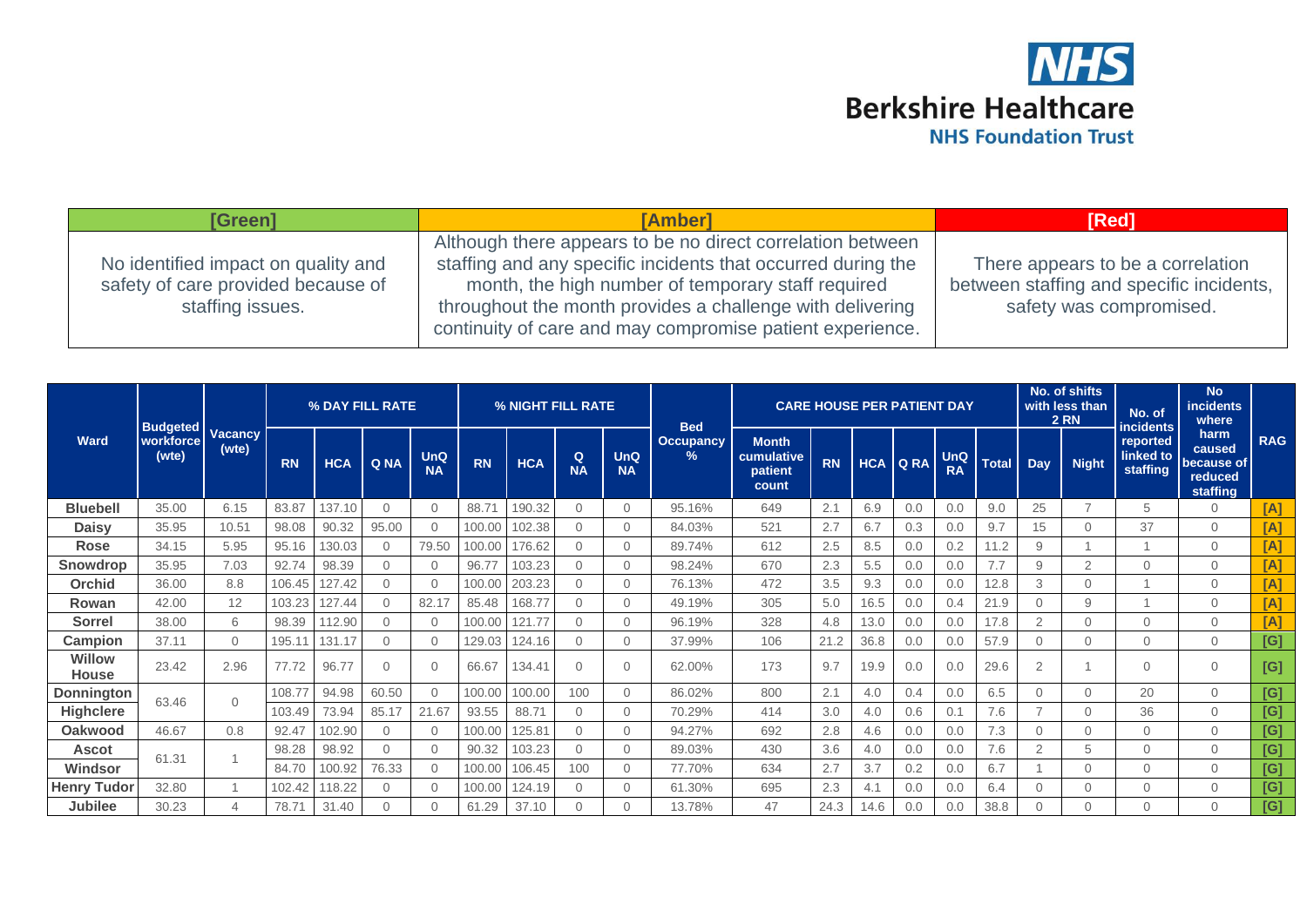**NHS Berkshire Healthcare NHS Foundation Trust**

| [Green] | [Amber] | [Red] |
|---|---|---|
| No identified impact on quality and safety of care provided because of staffing issues. | Although there appears to be no direct correlation between staffing and any specific incidents that occurred during the month, the high number of temporary staff required throughout the month provides a challenge with delivering continuity of care and may compromise patient experience. | There appears to be a correlation between staffing and specific incidents, safety was compromised. |

| Ward | Budgeted workforce (wte) | Vacancy (wte) | % DAY FILL RATE | | | | % NIGHT FILL RATE | | | | Bed Occupancy % | CARE HOUSE PER PATIENT DAY | | | | | | No. of shifts with less than 2 RN | | No. of incidents reported linked to staffing | No incidents where harm caused because of reduced staffing | RAG |
|---|---|---|---|---|---|---|---|---|---|---|---|---|---|---|---|---|---|---|---|---|---|---|
| | | | RN | HCA | Q NA | UnQ NA | RN | HCA | Q NA | UnQ NA | | Month cumulative patient count | RN | HCA | Q RA | UnQ RA | Total | Day | Night | | | |
| Bluebell | 35.00 | 6.15 | 83.87 | 137.10 | 0 | 0 | 88.71 | 190.32 | 0 | 0 | 95.16% | 649 | 2.1 | 6.9 | 0.0 | 0.0 | 9.0 | 25 | 7 | 5 | 0 | [A] |
| Daisy | 35.95 | 10.51 | 98.08 | 90.32 | 95.00 | 0 | 100.00 | 102.38 | 0 | 0 | 84.03% | 521 | 2.7 | 6.7 | 0.3 | 0.0 | 9.7 | 15 | 0 | 37 | 0 | [A] |
| Rose | 34.15 | 5.95 | 95.16 | 130.03 | 0 | 79.50 | 100.00 | 176.62 | 0 | 0 | 89.74% | 612 | 2.5 | 8.5 | 0.0 | 0.2 | 11.2 | 9 | 1 | 1 | 0 | [A] |
| Snowdrop | 35.95 | 7.03 | 92.74 | 98.39 | 0 | 0 | 96.77 | 103.23 | 0 | 0 | 98.24% | 670 | 2.3 | 5.5 | 0.0 | 0.0 | 7.7 | 9 | 2 | 0 | 0 | [A] |
| Orchid | 36.00 | 8.8 | 106.45 | 127.42 | 0 | 0 | 100.00 | 203.23 | 0 | 0 | 76.13% | 472 | 3.5 | 9.3 | 0.0 | 0.0 | 12.8 | 3 | 0 | 1 | 0 | [A] |
| Rowan | 42.00 | 12 | 103.23 | 127.44 | 0 | 82.17 | 85.48 | 168.77 | 0 | 0 | 49.19% | 305 | 5.0 | 16.5 | 0.0 | 0.4 | 21.9 | 0 | 9 | 1 | 0 | [A] |
| Sorrel | 38.00 | 6 | 98.39 | 112.90 | 0 | 0 | 100.00 | 121.77 | 0 | 0 | 96.19% | 328 | 4.8 | 13.0 | 0.0 | 0.0 | 17.8 | 2 | 0 | 0 | 0 | [A] |
| Campion | 37.11 | 0 | 195.11 | 131.17 | 0 | 0 | 129.03 | 124.16 | 0 | 0 | 37.99% | 106 | 21.2 | 36.8 | 0.0 | 0.0 | 57.9 | 0 | 0 | 0 | 0 | [G] |
| Willow House | 23.42 | 2.96 | 77.72 | 96.77 | 0 | 0 | 66.67 | 134.41 | 0 | 0 | 62.00% | 173 | 9.7 | 19.9 | 0.0 | 0.0 | 29.6 | 2 | 1 | 0 | 0 | [G] |
| Donnington | 63.46 | 0 | 108.77 | 94.98 | 60.50 | 0 | 100.00 | 100.00 | 100 | 0 | 86.02% | 800 | 2.1 | 4.0 | 0.4 | 0.0 | 6.5 | 0 | 0 | 20 | 0 | [G] |
| Highclere | | | 103.49 | 73.94 | 85.17 | 21.67 | 93.55 | 88.71 | 0 | 0 | 70.29% | 414 | 3.0 | 4.0 | 0.6 | 0.1 | 7.6 | 7 | 0 | 36 | 0 | [G] |
| Oakwood | 46.67 | 0.8 | 92.47 | 102.90 | 0 | 0 | 100.00 | 125.81 | 0 | 0 | 94.27% | 692 | 2.8 | 4.6 | 0.0 | 0.0 | 7.3 | 0 | 0 | 0 | 0 | [G] |
| Ascot | 61.31 | 1 | 98.28 | 98.92 | 0 | 0 | 90.32 | 103.23 | 0 | 0 | 89.03% | 430 | 3.6 | 4.0 | 0.0 | 0.0 | 7.6 | 2 | 5 | 0 | 0 | [G] |
| Windsor | | | 84.70 | 100.92 | 76.33 | 0 | 100.00 | 106.45 | 100 | 0 | 77.70% | 634 | 2.7 | 3.7 | 0.2 | 0.0 | 6.7 | 1 | 0 | 0 | 0 | [G] |
| Henry Tudor | 32.80 | 1 | 102.42 | 118.22 | 0 | 0 | 100.00 | 124.19 | 0 | 0 | 61.30% | 695 | 2.3 | 4.1 | 0.0 | 0.0 | 6.4 | 0 | 0 | 0 | 0 | [G] |
| Jubilee | 30.23 | 4 | 78.71 | 31.40 | 0 | 0 | 61.29 | 37.10 | 0 | 0 | 13.78% | 47 | 24.3 | 14.6 | 0.0 | 0.0 | 38.8 | 0 | 0 | 0 | 0 | [G] |